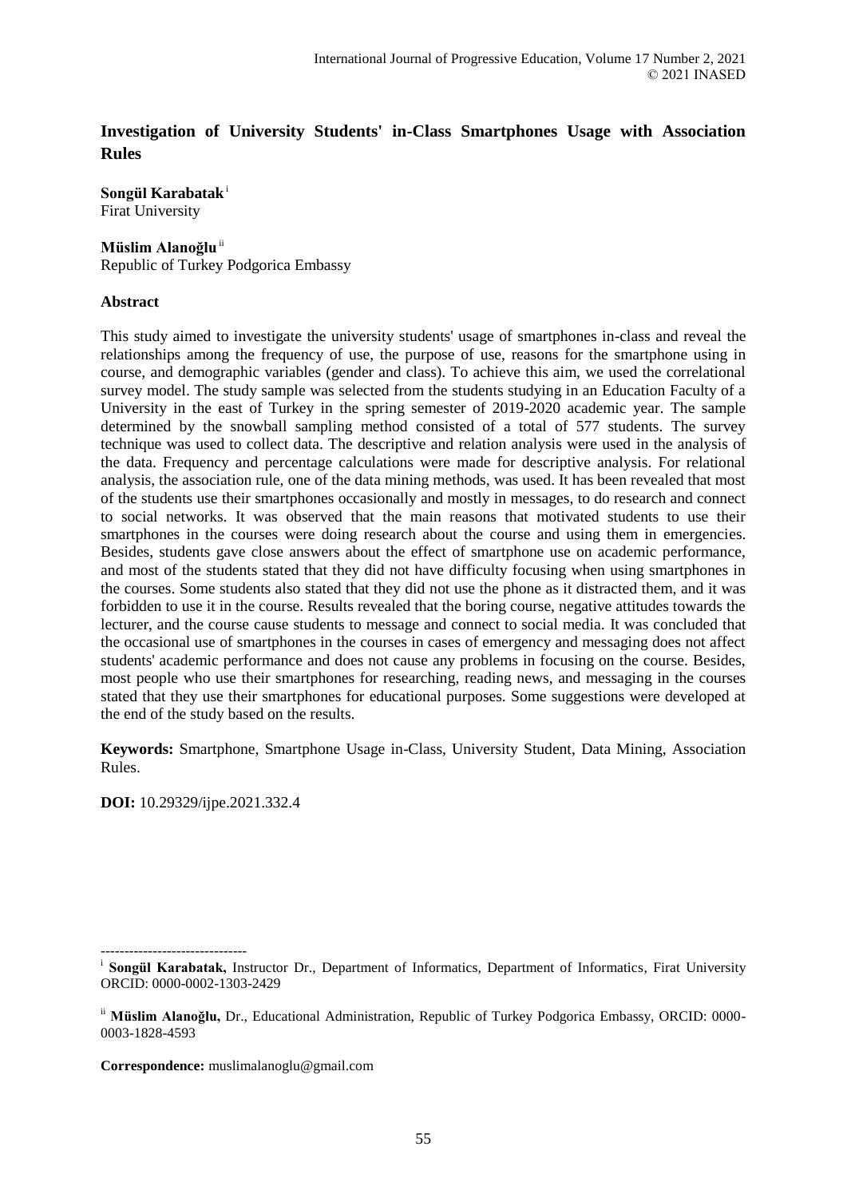# Investigation of University Students' in-Class Smartphones Usage with Association Rules

**Songül Karabatak** [i]
Firat University

**Müslim Alanoğlu** [ii]
Republic of Turkey Podgorica Embassy

## Abstract

This study aimed to investigate the university students' usage of smartphones in-class and reveal the relationships among the frequency of use, the purpose of use, reasons for the smartphone using in course, and demographic variables (gender and class). To achieve this aim, we used the correlational survey model. The study sample was selected from the students studying in an Education Faculty of a University in the east of Turkey in the spring semester of 2019-2020 academic year. The sample determined by the snowball sampling method consisted of a total of 577 students. The survey technique was used to collect data. The descriptive and relation analysis were used in the analysis of the data. Frequency and percentage calculations were made for descriptive analysis. For relational analysis, the association rule, one of the data mining methods, was used. It has been revealed that most of the students use their smartphones occasionally and mostly in messages, to do research and connect to social networks. It was observed that the main reasons that motivated students to use their smartphones in the courses were doing research about the course and using them in emergencies. Besides, students gave close answers about the effect of smartphone use on academic performance, and most of the students stated that they did not have difficulty focusing when using smartphones in the courses. Some students also stated that they did not use the phone as it distracted them, and it was forbidden to use it in the course. Results revealed that the boring course, negative attitudes towards the lecturer, and the course cause students to message and connect to social media. It was concluded that the occasional use of smartphones in the courses in cases of emergency and messaging does not affect students' academic performance and does not cause any problems in focusing on the course. Besides, most people who use their smartphones for researching, reading news, and messaging in the courses stated that they use their smartphones for educational purposes. Some suggestions were developed at the end of the study based on the results.

**Keywords:** Smartphone, Smartphone Usage in-Class, University Student, Data Mining, Association Rules.

**DOI:** 10.29329/ijpe.2021.332.4

-------------------------------

[i] **Songül Karabatak,** Instructor Dr., Department of Informatics, Department of Informatics, Firat University ORCID: 0000-0002-1303-2429

[ii] **Müslim Alanoğlu,** Dr., Educational Administration, Republic of Turkey Podgorica Embassy, ORCID: 0000-0003-1828-4593

**Correspondence:** muslimalanoglu@gmail.com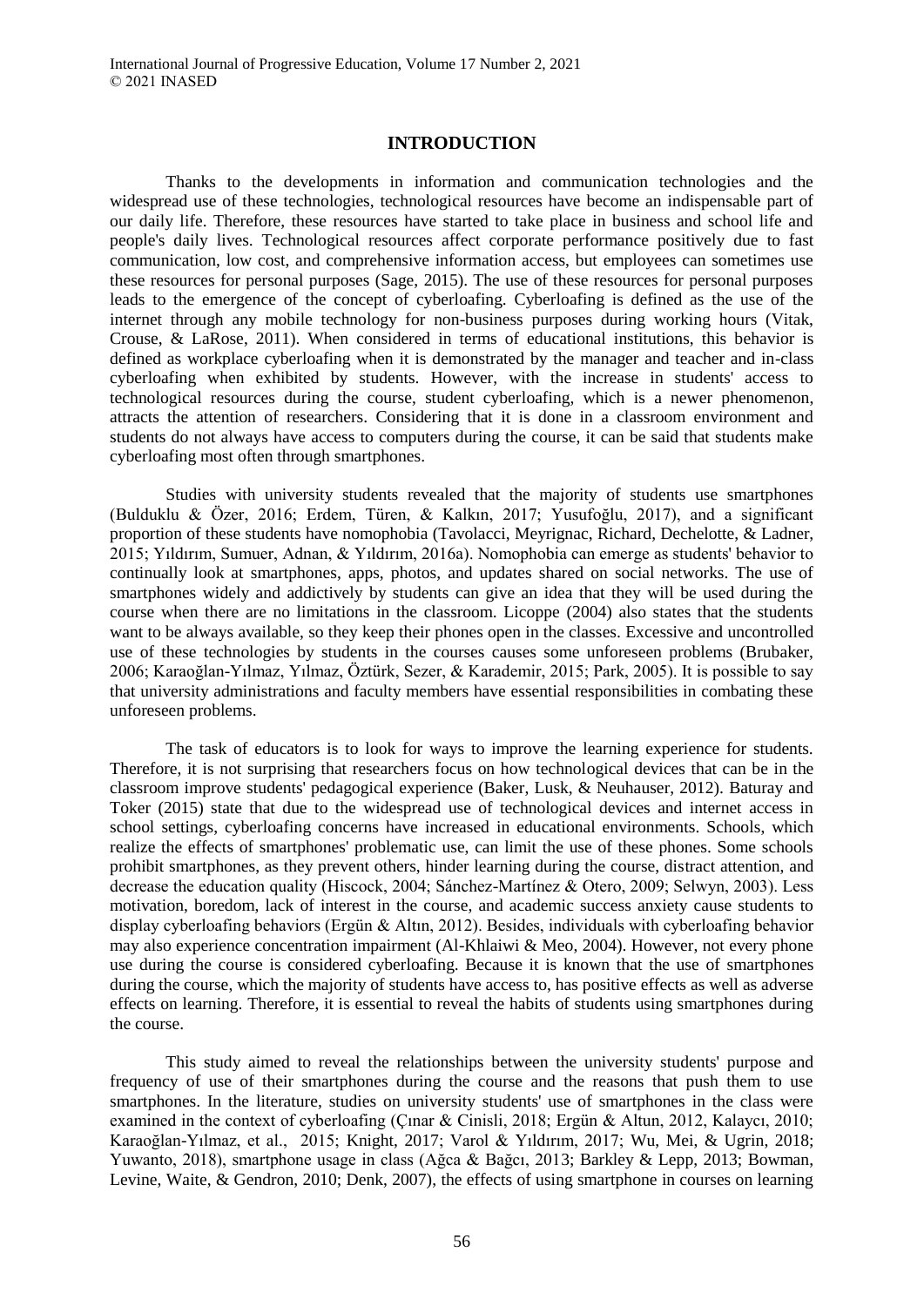## INTRODUCTION

Thanks to the developments in information and communication technologies and the widespread use of these technologies, technological resources have become an indispensable part of our daily life. Therefore, these resources have started to take place in business and school life and people's daily lives. Technological resources affect corporate performance positively due to fast communication, low cost, and comprehensive information access, but employees can sometimes use these resources for personal purposes (Sage, 2015). The use of these resources for personal purposes leads to the emergence of the concept of cyberloafing. Cyberloafing is defined as the use of the internet through any mobile technology for non-business purposes during working hours (Vitak, Crouse, & LaRose, 2011). When considered in terms of educational institutions, this behavior is defined as workplace cyberloafing when it is demonstrated by the manager and teacher and in-class cyberloafing when exhibited by students. However, with the increase in students' access to technological resources during the course, student cyberloafing, which is a newer phenomenon, attracts the attention of researchers. Considering that it is done in a classroom environment and students do not always have access to computers during the course, it can be said that students make cyberloafing most often through smartphones.

Studies with university students revealed that the majority of students use smartphones (Bulduklu & Özer, 2016; Erdem, Türen, & Kalkın, 2017; Yusufoğlu, 2017), and a significant proportion of these students have nomophobia (Tavolacci, Meyrignac, Richard, Dechelotte, & Ladner, 2015; Yıldırım, Sumuer, Adnan, & Yıldırım, 2016a). Nomophobia can emerge as students' behavior to continually look at smartphones, apps, photos, and updates shared on social networks. The use of smartphones widely and addictively by students can give an idea that they will be used during the course when there are no limitations in the classroom. Licoppe (2004) also states that the students want to be always available, so they keep their phones open in the classes. Excessive and uncontrolled use of these technologies by students in the courses causes some unforeseen problems (Brubaker, 2006; Karaoğlan-Yılmaz, Yılmaz, Öztürk, Sezer, & Karademir, 2015; Park, 2005). It is possible to say that university administrations and faculty members have essential responsibilities in combating these unforeseen problems.

The task of educators is to look for ways to improve the learning experience for students. Therefore, it is not surprising that researchers focus on how technological devices that can be in the classroom improve students' pedagogical experience (Baker, Lusk, & Neuhauser, 2012). Baturay and Toker (2015) state that due to the widespread use of technological devices and internet access in school settings, cyberloafing concerns have increased in educational environments. Schools, which realize the effects of smartphones' problematic use, can limit the use of these phones. Some schools prohibit smartphones, as they prevent others, hinder learning during the course, distract attention, and decrease the education quality (Hiscock, 2004; Sánchez-Martínez & Otero, 2009; Selwyn, 2003). Less motivation, boredom, lack of interest in the course, and academic success anxiety cause students to display cyberloafing behaviors (Ergün & Altın, 2012). Besides, individuals with cyberloafing behavior may also experience concentration impairment (Al-Khlaiwi & Meo, 2004). However, not every phone use during the course is considered cyberloafing. Because it is known that the use of smartphones during the course, which the majority of students have access to, has positive effects as well as adverse effects on learning. Therefore, it is essential to reveal the habits of students using smartphones during the course.

This study aimed to reveal the relationships between the university students' purpose and frequency of use of their smartphones during the course and the reasons that push them to use smartphones. In the literature, studies on university students' use of smartphones in the class were examined in the context of cyberloafing (Çınar & Cinisli, 2018; Ergün & Altun, 2012, Kalaycı, 2010; Karaoğlan-Yılmaz, et al., 2015; Knight, 2017; Varol & Yıldırım, 2017; Wu, Mei, & Ugrin, 2018; Yuwanto, 2018), smartphone usage in class (Ağca & Bağcı, 2013; Barkley & Lepp, 2013; Bowman, Levine, Waite, & Gendron, 2010; Denk, 2007), the effects of using smartphone in courses on learning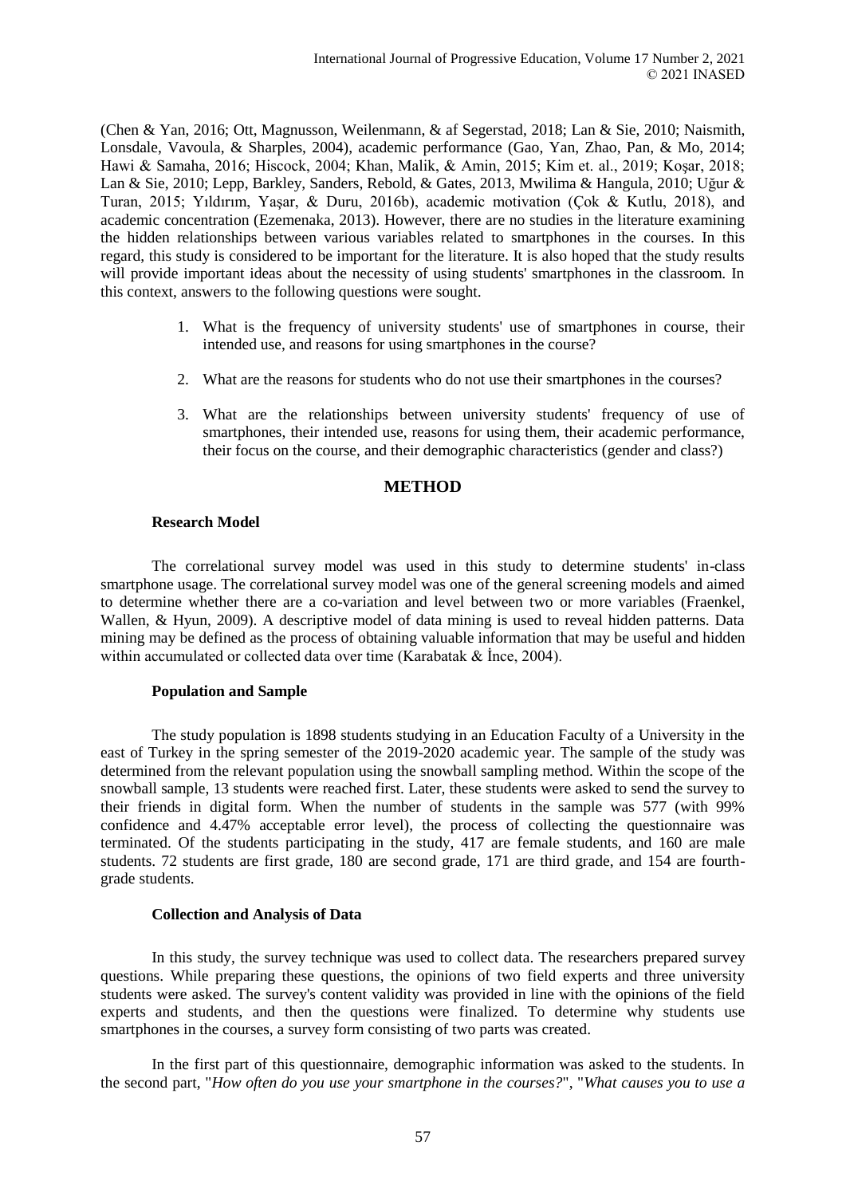(Chen & Yan, 2016; Ott, Magnusson, Weilenmann, & af Segerstad, 2018; Lan & Sie, 2010; Naismith, Lonsdale, Vavoula, & Sharples, 2004), academic performance (Gao, Yan, Zhao, Pan, & Mo, 2014; Hawi & Samaha, 2016; Hiscock, 2004; Khan, Malik, & Amin, 2015; Kim et. al., 2019; Koşar, 2018; Lan & Sie, 2010; Lepp, Barkley, Sanders, Rebold, & Gates, 2013, Mwilima & Hangula, 2010; Uğur & Turan, 2015; Yıldırım, Yaşar, & Duru, 2016b), academic motivation (Çok & Kutlu, 2018), and academic concentration (Ezemenaka, 2013). However, there are no studies in the literature examining the hidden relationships between various variables related to smartphones in the courses. In this regard, this study is considered to be important for the literature. It is also hoped that the study results will provide important ideas about the necessity of using students' smartphones in the classroom. In this context, answers to the following questions were sought.

1. What is the frequency of university students' use of smartphones in course, their intended use, and reasons for using smartphones in the course?
2. What are the reasons for students who do not use their smartphones in the courses?
3. What are the relationships between university students' frequency of use of smartphones, their intended use, reasons for using them, their academic performance, their focus on the course, and their demographic characteristics (gender and class?)

## METHOD

### Research Model

The correlational survey model was used in this study to determine students' in-class smartphone usage. The correlational survey model was one of the general screening models and aimed to determine whether there are a co-variation and level between two or more variables (Fraenkel, Wallen, & Hyun, 2009). A descriptive model of data mining is used to reveal hidden patterns. Data mining may be defined as the process of obtaining valuable information that may be useful and hidden within accumulated or collected data over time (Karabatak & İnce, 2004).

### Population and Sample

The study population is 1898 students studying in an Education Faculty of a University in the east of Turkey in the spring semester of the 2019-2020 academic year. The sample of the study was determined from the relevant population using the snowball sampling method. Within the scope of the snowball sample, 13 students were reached first. Later, these students were asked to send the survey to their friends in digital form. When the number of students in the sample was 577 (with 99% confidence and 4.47% acceptable error level), the process of collecting the questionnaire was terminated. Of the students participating in the study, 417 are female students, and 160 are male students. 72 students are first grade, 180 are second grade, 171 are third grade, and 154 are fourth-grade students.

### Collection and Analysis of Data

In this study, the survey technique was used to collect data. The researchers prepared survey questions. While preparing these questions, the opinions of two field experts and three university students were asked. The survey's content validity was provided in line with the opinions of the field experts and students, and then the questions were finalized. To determine why students use smartphones in the courses, a survey form consisting of two parts was created.

In the first part of this questionnaire, demographic information was asked to the students. In the second part, "*How often do you use your smartphone in the courses?*", "*What causes you to use a*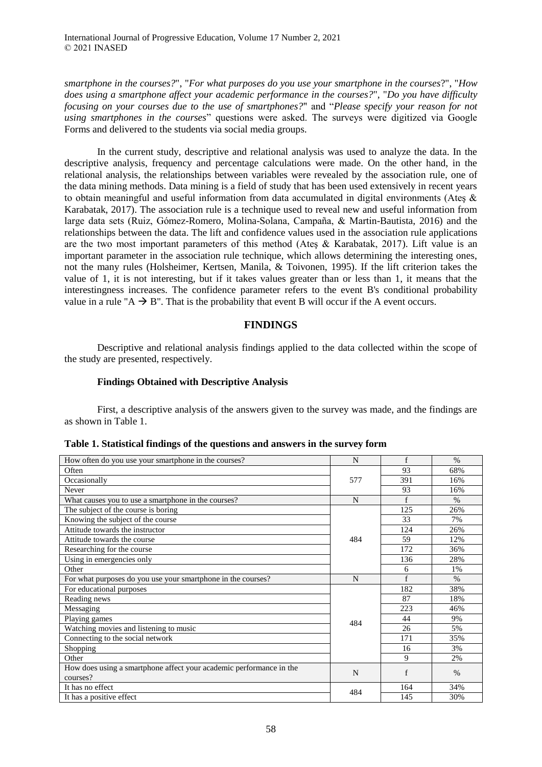*smartphone in the courses?*", "*For what purposes do you use your smartphone in the courses*?", "*How does using a smartphone affect your academic performance in the courses?*", "*Do you have difficulty focusing on your courses due to the use of smartphones?*" and "*Please specify your reason for not using smartphones in the courses*" questions were asked. The surveys were digitized via Google Forms and delivered to the students via social media groups.

In the current study, descriptive and relational analysis was used to analyze the data. In the descriptive analysis, frequency and percentage calculations were made. On the other hand, in the relational analysis, the relationships between variables were revealed by the association rule, one of the data mining methods. Data mining is a field of study that has been used extensively in recent years to obtain meaningful and useful information from data accumulated in digital environments (Ateş & Karabatak, 2017). The association rule is a technique used to reveal new and useful information from large data sets (Ruiz, Gómez-Romero, Molina-Solana, Campaña, & Martin-Bautista, 2016) and the relationships between the data. The lift and confidence values used in the association rule applications are the two most important parameters of this method (Ateş & Karabatak, 2017). Lift value is an important parameter in the association rule technique, which allows determining the interesting ones, not the many rules (Holsheimer, Kertsen, Manila, & Toivonen, 1995). If the lift criterion takes the value of 1, it is not interesting, but if it takes values greater than or less than 1, it means that the interestingness increases. The confidence parameter refers to the event B's conditional probability value in a rule "A → B". That is the probability that event B will occur if the A event occurs.

## FINDINGS

Descriptive and relational analysis findings applied to the data collected within the scope of the study are presented, respectively.

### Findings Obtained with Descriptive Analysis

First, a descriptive analysis of the answers given to the survey was made, and the findings are as shown in Table 1.

**Table 1. Statistical findings of the questions and answers in the survey form**

| How often do you use your smartphone in the courses? | N | f | % |
|---|---|---|---|
| Often | 577 | 93 | 68% |
| Occasionally | | 391 | 16% |
| Never | | 93 | 16% |
| What causes you to use a smartphone in the courses? | N | f | % |
| The subject of the course is boring | 484 | 125 | 26% |
| Knowing the subject of the course | | 33 | 7% |
| Attitude towards the instructor | | 124 | 26% |
| Attitude towards the course | | 59 | 12% |
| Researching for the course | | 172 | 36% |
| Using in emergencies only | | 136 | 28% |
| Other | | 6 | 1% |
| For what purposes do you use your smartphone in the courses? | N | f | % |
| For educational purposes | 484 | 182 | 38% |
| Reading news | | 87 | 18% |
| Messaging | | 223 | 46% |
| Playing games | | 44 | 9% |
| Watching movies and listening to music | | 26 | 5% |
| Connecting to the social network | | 171 | 35% |
| Shopping | | 16 | 3% |
| Other | | 9 | 2% |
| How does using a smartphone affect your academic performance in the courses? | N | f | % |
| It has no effect | 484 | 164 | 34% |
| It has a positive effect | | 145 | 30% |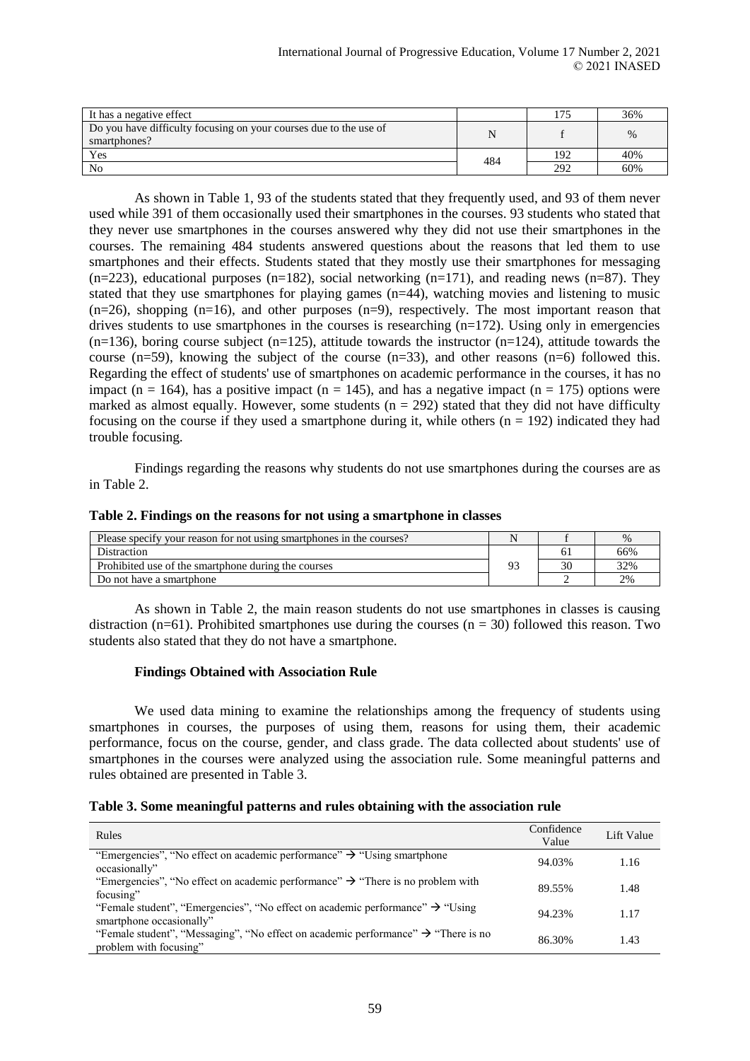| It has a negative effect | | 175 | 36% |
|---|---|---|---|
| Do you have difficulty focusing on your courses due to the use of smartphones? | N | f | % |
| Yes | 484 | 192 | 40% |
| No | | 292 | 60% |

As shown in Table 1, 93 of the students stated that they frequently used, and 93 of them never used while 391 of them occasionally used their smartphones in the courses. 93 students who stated that they never use smartphones in the courses answered why they did not use their smartphones in the courses. The remaining 484 students answered questions about the reasons that led them to use smartphones and their effects. Students stated that they mostly use their smartphones for messaging (n=223), educational purposes (n=182), social networking (n=171), and reading news (n=87). They stated that they use smartphones for playing games (n=44), watching movies and listening to music (n=26), shopping (n=16), and other purposes (n=9), respectively. The most important reason that drives students to use smartphones in the courses is researching (n=172). Using only in emergencies (n=136), boring course subject (n=125), attitude towards the instructor (n=124), attitude towards the course (n=59), knowing the subject of the course (n=33), and other reasons (n=6) followed this. Regarding the effect of students' use of smartphones on academic performance in the courses, it has no impact (n = 164), has a positive impact (n = 145), and has a negative impact (n = 175) options were marked as almost equally. However, some students (n = 292) stated that they did not have difficulty focusing on the course if they used a smartphone during it, while others (n = 192) indicated they had trouble focusing.

Findings regarding the reasons why students do not use smartphones during the courses are as in Table 2.

**Table 2. Findings on the reasons for not using a smartphone in classes**

| Please specify your reason for not using smartphones in the courses? | N | f | % |
|---|---|---|---|
| Distraction | 93 | 61 | 66% |
| Prohibited use of the smartphone during the courses | | 30 | 32% |
| Do not have a smartphone | | 2 | 2% |

As shown in Table 2, the main reason students do not use smartphones in classes is causing distraction (n=61). Prohibited smartphones use during the courses (n = 30) followed this reason. Two students also stated that they do not have a smartphone.

### Findings Obtained with Association Rule

We used data mining to examine the relationships among the frequency of students using smartphones in courses, the purposes of using them, reasons for using them, their academic performance, focus on the course, gender, and class grade. The data collected about students' use of smartphones in the courses were analyzed using the association rule. Some meaningful patterns and rules obtained are presented in Table 3.

**Table 3. Some meaningful patterns and rules obtaining with the association rule**

| Rules | Confidence Value | Lift Value |
|---|---|---|
| "Emergencies", "No effect on academic performance" → "Using smartphone occasionally" | 94.03% | 1.16 |
| "Emergencies", "No effect on academic performance" → "There is no problem with focusing" | 89.55% | 1.48 |
| "Female student", "Emergencies", "No effect on academic performance" → "Using smartphone occasionally" | 94.23% | 1.17 |
| "Female student", "Messaging", "No effect on academic performance" → "There is no problem with focusing" | 86.30% | 1.43 |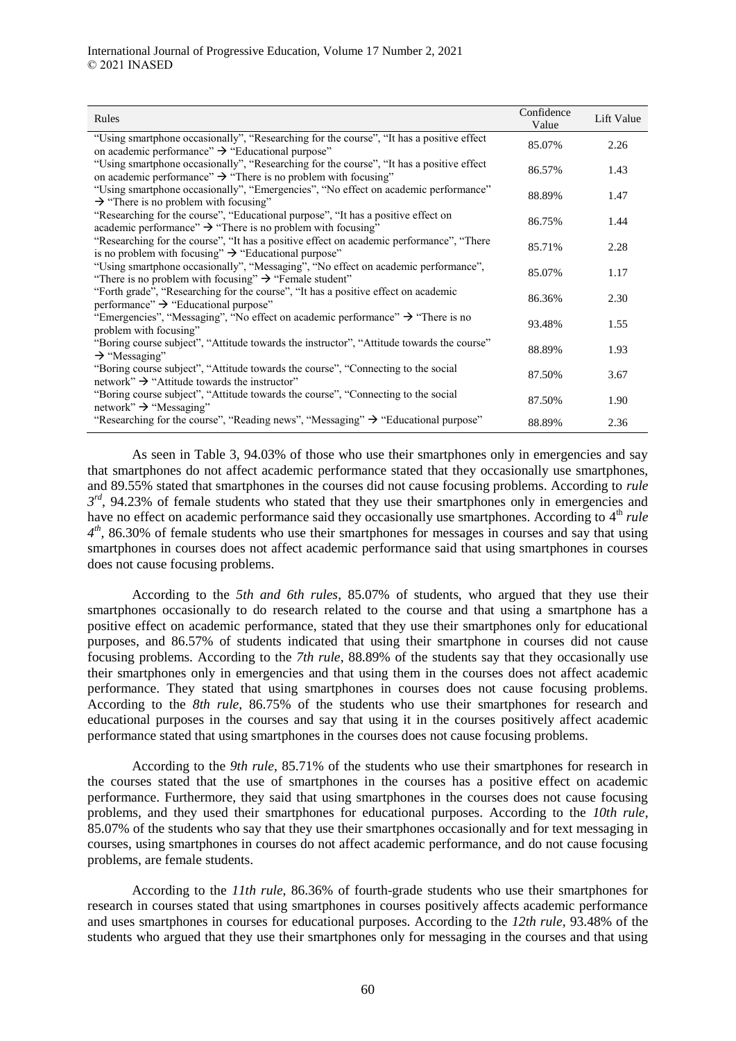| Rules | Confidence Value | Lift Value |
|---|---|---|
| "Using smartphone occasionally", "Researching for the course", "It has a positive effect on academic performance" → "Educational purpose" | 85.07% | 2.26 |
| "Using smartphone occasionally", "Researching for the course", "It has a positive effect on academic performance" → "There is no problem with focusing" | 86.57% | 1.43 |
| "Using smartphone occasionally", "Emergencies", "No effect on academic performance" → "There is no problem with focusing" | 88.89% | 1.47 |
| "Researching for the course", "Educational purpose", "It has a positive effect on academic performance" → "There is no problem with focusing" | 86.75% | 1.44 |
| "Researching for the course", "It has a positive effect on academic performance", "There is no problem with focusing" → "Educational purpose" | 85.71% | 2.28 |
| "Using smartphone occasionally", "Messaging", "No effect on academic performance", "There is no problem with focusing" → "Female student" | 85.07% | 1.17 |
| "Forth grade", "Researching for the course", "It has a positive effect on academic performance" → "Educational purpose" | 86.36% | 2.30 |
| "Emergencies", "Messaging", "No effect on academic performance" → "There is no problem with focusing" | 93.48% | 1.55 |
| "Boring course subject", "Attitude towards the instructor", "Attitude towards the course" → "Messaging" | 88.89% | 1.93 |
| "Boring course subject", "Attitude towards the course", "Connecting to the social network" → "Attitude towards the instructor" | 87.50% | 3.67 |
| "Boring course subject", "Attitude towards the course", "Connecting to the social network" → "Messaging" | 87.50% | 1.90 |
| "Researching for the course", "Reading news", "Messaging" → "Educational purpose" | 88.89% | 2.36 |

As seen in Table 3, 94.03% of those who use their smartphones only in emergencies and say that smartphones do not affect academic performance stated that they occasionally use smartphones, and 89.55% stated that smartphones in the courses did not cause focusing problems. According to *rule 3rd*, 94.23% of female students who stated that they use their smartphones only in emergencies and have no effect on academic performance said they occasionally use smartphones. According to 4th *rule 4th*, 86.30% of female students who use their smartphones for messages in courses and say that using smartphones in courses does not affect academic performance said that using smartphones in courses does not cause focusing problems.

According to the *5th and 6th rules*, 85.07% of students, who argued that they use their smartphones occasionally to do research related to the course and that using a smartphone has a positive effect on academic performance, stated that they use their smartphones only for educational purposes, and 86.57% of students indicated that using their smartphone in courses did not cause focusing problems. According to the *7th rule*, 88.89% of the students say that they occasionally use their smartphones only in emergencies and that using them in the courses does not affect academic performance. They stated that using smartphones in courses does not cause focusing problems. According to the *8th rule*, 86.75% of the students who use their smartphones for research and educational purposes in the courses and say that using it in the courses positively affect academic performance stated that using smartphones in the courses does not cause focusing problems.

According to the *9th rule*, 85.71% of the students who use their smartphones for research in the courses stated that the use of smartphones in the courses has a positive effect on academic performance. Furthermore, they said that using smartphones in the courses does not cause focusing problems, and they used their smartphones for educational purposes. According to the *10th rule*, 85.07% of the students who say that they use their smartphones occasionally and for text messaging in courses, using smartphones in courses do not affect academic performance, and do not cause focusing problems, are female students.

According to the *11th rule*, 86.36% of fourth-grade students who use their smartphones for research in courses stated that using smartphones in courses positively affects academic performance and uses smartphones in courses for educational purposes. According to the *12th rule*, 93.48% of the students who argued that they use their smartphones only for messaging in the courses and that using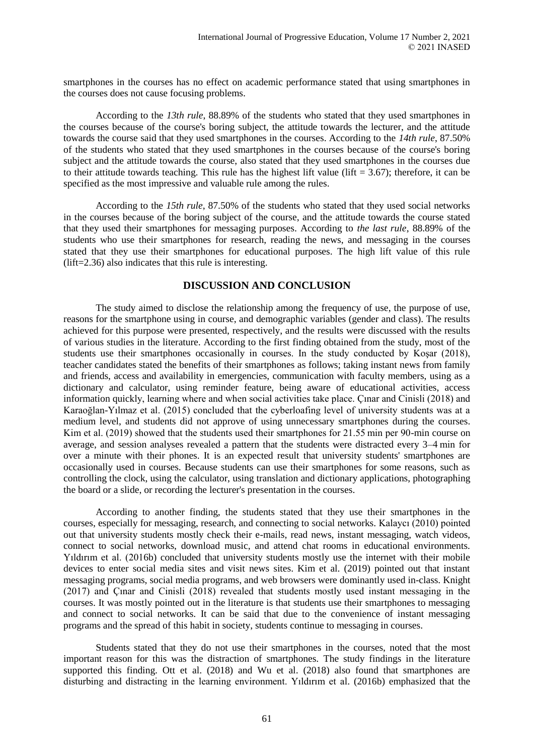smartphones in the courses has no effect on academic performance stated that using smartphones in the courses does not cause focusing problems.

According to the *13th rule*, 88.89% of the students who stated that they used smartphones in the courses because of the course's boring subject, the attitude towards the lecturer, and the attitude towards the course said that they used smartphones in the courses. According to the *14th rule*, 87.50% of the students who stated that they used smartphones in the courses because of the course's boring subject and the attitude towards the course, also stated that they used smartphones in the courses due to their attitude towards teaching. This rule has the highest lift value (lift = 3.67); therefore, it can be specified as the most impressive and valuable rule among the rules.

According to the *15th rule*, 87.50% of the students who stated that they used social networks in the courses because of the boring subject of the course, and the attitude towards the course stated that they used their smartphones for messaging purposes. According to *the last rule*, 88.89% of the students who use their smartphones for research, reading the news, and messaging in the courses stated that they use their smartphones for educational purposes. The high lift value of this rule (lift=2.36) also indicates that this rule is interesting.

## DISCUSSION AND CONCLUSION

The study aimed to disclose the relationship among the frequency of use, the purpose of use, reasons for the smartphone using in course, and demographic variables (gender and class). The results achieved for this purpose were presented, respectively, and the results were discussed with the results of various studies in the literature. According to the first finding obtained from the study, most of the students use their smartphones occasionally in courses. In the study conducted by Koşar (2018), teacher candidates stated the benefits of their smartphones as follows; taking instant news from family and friends, access and availability in emergencies, communication with faculty members, using as a dictionary and calculator, using reminder feature, being aware of educational activities, access information quickly, learning where and when social activities take place. Çınar and Cinisli (2018) and Karaoğlan-Yılmaz et al. (2015) concluded that the cyberloafing level of university students was at a medium level, and students did not approve of using unnecessary smartphones during the courses. Kim et al. (2019) showed that the students used their smartphones for 21.55 min per 90-min course on average, and session analyses revealed a pattern that the students were distracted every 3–4 min for over a minute with their phones. It is an expected result that university students' smartphones are occasionally used in courses. Because students can use their smartphones for some reasons, such as controlling the clock, using the calculator, using translation and dictionary applications, photographing the board or a slide, or recording the lecturer's presentation in the courses.

According to another finding, the students stated that they use their smartphones in the courses, especially for messaging, research, and connecting to social networks. Kalaycı (2010) pointed out that university students mostly check their e-mails, read news, instant messaging, watch videos, connect to social networks, download music, and attend chat rooms in educational environments. Yıldırım et al. (2016b) concluded that university students mostly use the internet with their mobile devices to enter social media sites and visit news sites. Kim et al. (2019) pointed out that instant messaging programs, social media programs, and web browsers were dominantly used in-class. Knight (2017) and Çınar and Cinisli (2018) revealed that students mostly used instant messaging in the courses. It was mostly pointed out in the literature is that students use their smartphones to messaging and connect to social networks. It can be said that due to the convenience of instant messaging programs and the spread of this habit in society, students continue to messaging in courses.

Students stated that they do not use their smartphones in the courses, noted that the most important reason for this was the distraction of smartphones. The study findings in the literature supported this finding. Ott et al. (2018) and Wu et al. (2018) also found that smartphones are disturbing and distracting in the learning environment. Yıldırım et al. (2016b) emphasized that the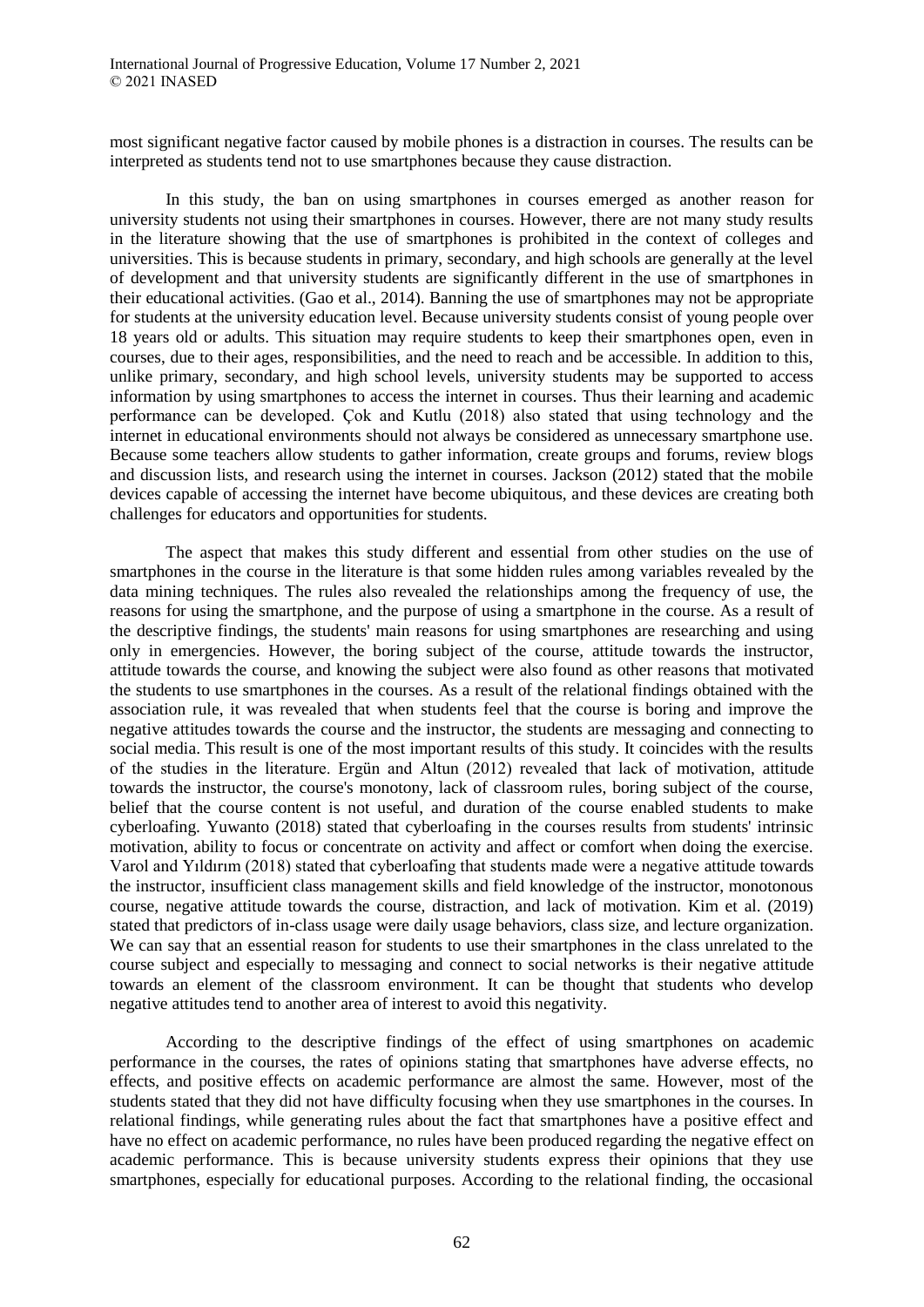most significant negative factor caused by mobile phones is a distraction in courses. The results can be interpreted as students tend not to use smartphones because they cause distraction.

In this study, the ban on using smartphones in courses emerged as another reason for university students not using their smartphones in courses. However, there are not many study results in the literature showing that the use of smartphones is prohibited in the context of colleges and universities. This is because students in primary, secondary, and high schools are generally at the level of development and that university students are significantly different in the use of smartphones in their educational activities. (Gao et al., 2014). Banning the use of smartphones may not be appropriate for students at the university education level. Because university students consist of young people over 18 years old or adults. This situation may require students to keep their smartphones open, even in courses, due to their ages, responsibilities, and the need to reach and be accessible. In addition to this, unlike primary, secondary, and high school levels, university students may be supported to access information by using smartphones to access the internet in courses. Thus their learning and academic performance can be developed. Çok and Kutlu (2018) also stated that using technology and the internet in educational environments should not always be considered as unnecessary smartphone use. Because some teachers allow students to gather information, create groups and forums, review blogs and discussion lists, and research using the internet in courses. Jackson (2012) stated that the mobile devices capable of accessing the internet have become ubiquitous, and these devices are creating both challenges for educators and opportunities for students.

The aspect that makes this study different and essential from other studies on the use of smartphones in the course in the literature is that some hidden rules among variables revealed by the data mining techniques. The rules also revealed the relationships among the frequency of use, the reasons for using the smartphone, and the purpose of using a smartphone in the course. As a result of the descriptive findings, the students' main reasons for using smartphones are researching and using only in emergencies. However, the boring subject of the course, attitude towards the instructor, attitude towards the course, and knowing the subject were also found as other reasons that motivated the students to use smartphones in the courses. As a result of the relational findings obtained with the association rule, it was revealed that when students feel that the course is boring and improve the negative attitudes towards the course and the instructor, the students are messaging and connecting to social media. This result is one of the most important results of this study. It coincides with the results of the studies in the literature. Ergün and Altun (2012) revealed that lack of motivation, attitude towards the instructor, the course's monotony, lack of classroom rules, boring subject of the course, belief that the course content is not useful, and duration of the course enabled students to make cyberloafing. Yuwanto (2018) stated that cyberloafing in the courses results from students' intrinsic motivation, ability to focus or concentrate on activity and affect or comfort when doing the exercise. Varol and Yıldırım (2018) stated that cyberloafing that students made were a negative attitude towards the instructor, insufficient class management skills and field knowledge of the instructor, monotonous course, negative attitude towards the course, distraction, and lack of motivation. Kim et al. (2019) stated that predictors of in-class usage were daily usage behaviors, class size, and lecture organization. We can say that an essential reason for students to use their smartphones in the class unrelated to the course subject and especially to messaging and connect to social networks is their negative attitude towards an element of the classroom environment. It can be thought that students who develop negative attitudes tend to another area of interest to avoid this negativity.

According to the descriptive findings of the effect of using smartphones on academic performance in the courses, the rates of opinions stating that smartphones have adverse effects, no effects, and positive effects on academic performance are almost the same. However, most of the students stated that they did not have difficulty focusing when they use smartphones in the courses. In relational findings, while generating rules about the fact that smartphones have a positive effect and have no effect on academic performance, no rules have been produced regarding the negative effect on academic performance. This is because university students express their opinions that they use smartphones, especially for educational purposes. According to the relational finding, the occasional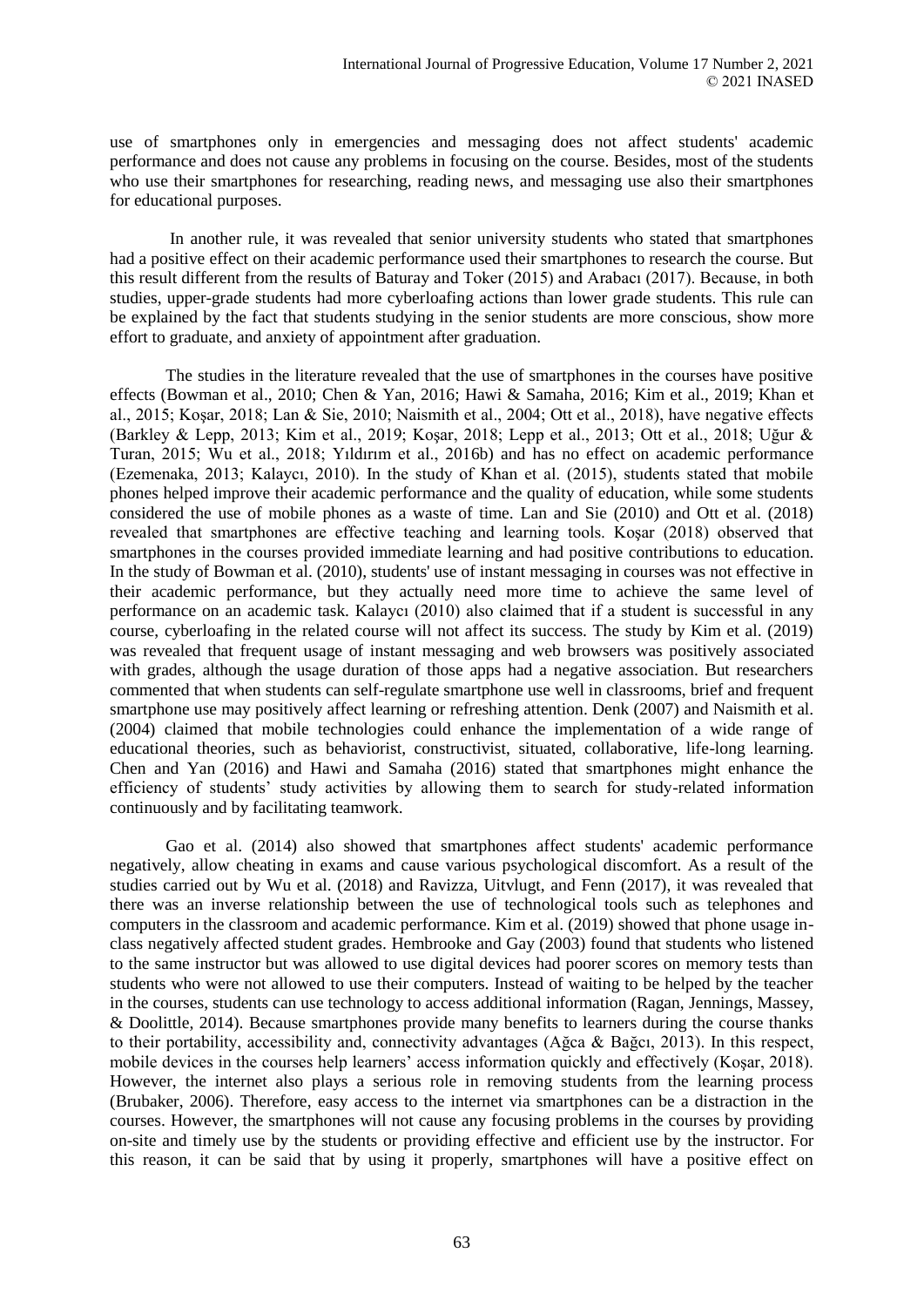use of smartphones only in emergencies and messaging does not affect students' academic performance and does not cause any problems in focusing on the course. Besides, most of the students who use their smartphones for researching, reading news, and messaging use also their smartphones for educational purposes.

In another rule, it was revealed that senior university students who stated that smartphones had a positive effect on their academic performance used their smartphones to research the course. But this result different from the results of Baturay and Toker (2015) and Arabacı (2017). Because, in both studies, upper-grade students had more cyberloafing actions than lower grade students. This rule can be explained by the fact that students studying in the senior students are more conscious, show more effort to graduate, and anxiety of appointment after graduation.

The studies in the literature revealed that the use of smartphones in the courses have positive effects (Bowman et al., 2010; Chen & Yan, 2016; Hawi & Samaha, 2016; Kim et al., 2019; Khan et al., 2015; Koşar, 2018; Lan & Sie, 2010; Naismith et al., 2004; Ott et al., 2018), have negative effects (Barkley & Lepp, 2013; Kim et al., 2019; Koşar, 2018; Lepp et al., 2013; Ott et al., 2018; Uğur & Turan, 2015; Wu et al., 2018; Yıldırım et al., 2016b) and has no effect on academic performance (Ezemenaka, 2013; Kalaycı, 2010). In the study of Khan et al. (2015), students stated that mobile phones helped improve their academic performance and the quality of education, while some students considered the use of mobile phones as a waste of time. Lan and Sie (2010) and Ott et al. (2018) revealed that smartphones are effective teaching and learning tools. Koşar (2018) observed that smartphones in the courses provided immediate learning and had positive contributions to education. In the study of Bowman et al. (2010), students' use of instant messaging in courses was not effective in their academic performance, but they actually need more time to achieve the same level of performance on an academic task. Kalaycı (2010) also claimed that if a student is successful in any course, cyberloafing in the related course will not affect its success. The study by Kim et al. (2019) was revealed that frequent usage of instant messaging and web browsers was positively associated with grades, although the usage duration of those apps had a negative association. But researchers commented that when students can self-regulate smartphone use well in classrooms, brief and frequent smartphone use may positively affect learning or refreshing attention. Denk (2007) and Naismith et al. (2004) claimed that mobile technologies could enhance the implementation of a wide range of educational theories, such as behaviorist, constructivist, situated, collaborative, life-long learning. Chen and Yan (2016) and Hawi and Samaha (2016) stated that smartphones might enhance the efficiency of students' study activities by allowing them to search for study-related information continuously and by facilitating teamwork.

Gao et al. (2014) also showed that smartphones affect students' academic performance negatively, allow cheating in exams and cause various psychological discomfort. As a result of the studies carried out by Wu et al. (2018) and Ravizza, Uitvlugt, and Fenn (2017), it was revealed that there was an inverse relationship between the use of technological tools such as telephones and computers in the classroom and academic performance. Kim et al. (2019) showed that phone usage in-class negatively affected student grades. Hembrooke and Gay (2003) found that students who listened to the same instructor but was allowed to use digital devices had poorer scores on memory tests than students who were not allowed to use their computers. Instead of waiting to be helped by the teacher in the courses, students can use technology to access additional information (Ragan, Jennings, Massey, & Doolittle, 2014). Because smartphones provide many benefits to learners during the course thanks to their portability, accessibility and, connectivity advantages (Ağca & Bağcı, 2013). In this respect, mobile devices in the courses help learners' access information quickly and effectively (Koşar, 2018). However, the internet also plays a serious role in removing students from the learning process (Brubaker, 2006). Therefore, easy access to the internet via smartphones can be a distraction in the courses. However, the smartphones will not cause any focusing problems in the courses by providing on-site and timely use by the students or providing effective and efficient use by the instructor. For this reason, it can be said that by using it properly, smartphones will have a positive effect on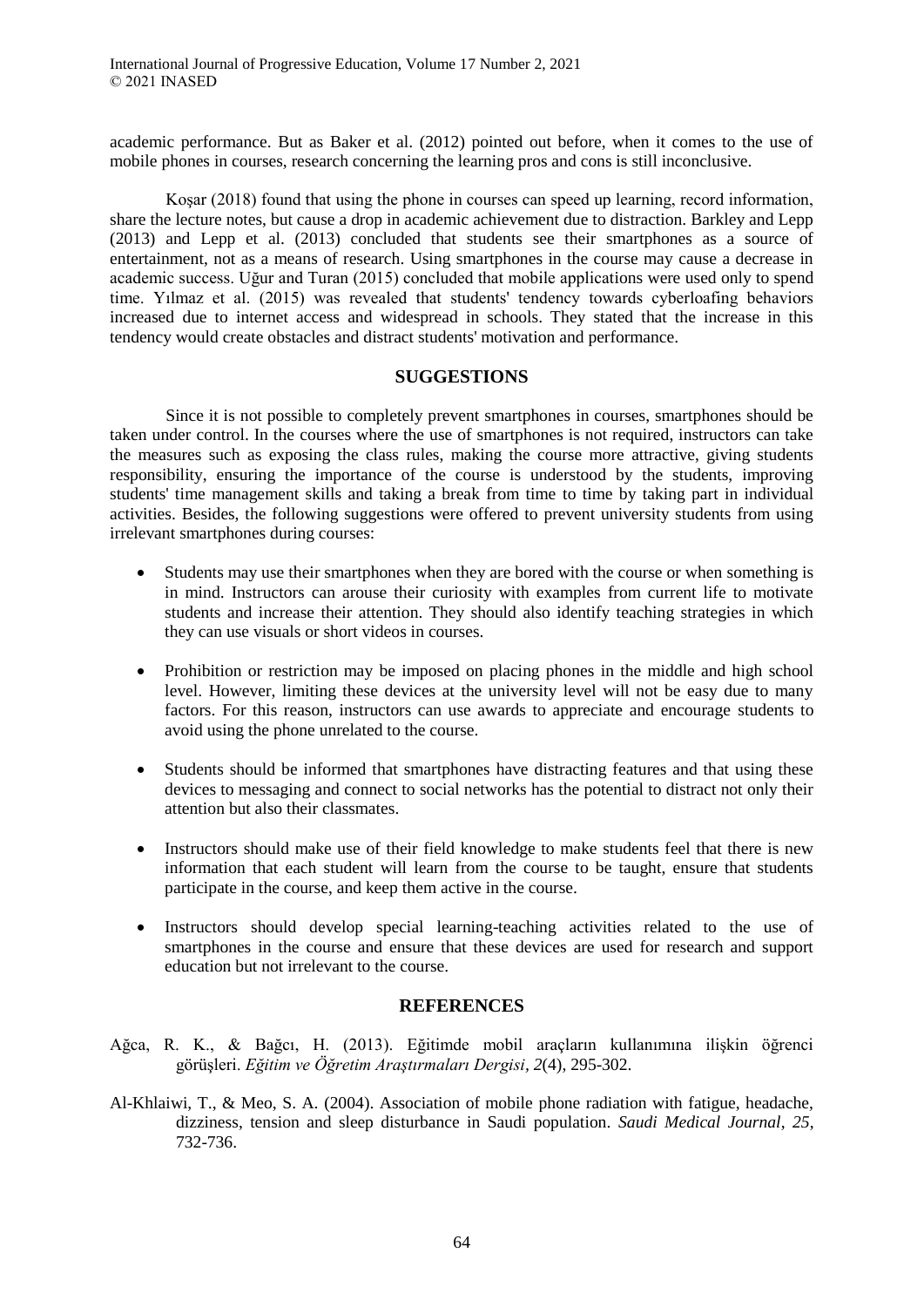academic performance. But as Baker et al. (2012) pointed out before, when it comes to the use of mobile phones in courses, research concerning the learning pros and cons is still inconclusive.

Koşar (2018) found that using the phone in courses can speed up learning, record information, share the lecture notes, but cause a drop in academic achievement due to distraction. Barkley and Lepp (2013) and Lepp et al. (2013) concluded that students see their smartphones as a source of entertainment, not as a means of research. Using smartphones in the course may cause a decrease in academic success. Uğur and Turan (2015) concluded that mobile applications were used only to spend time. Yılmaz et al. (2015) was revealed that students' tendency towards cyberloafing behaviors increased due to internet access and widespread in schools. They stated that the increase in this tendency would create obstacles and distract students' motivation and performance.

## SUGGESTIONS

Since it is not possible to completely prevent smartphones in courses, smartphones should be taken under control. In the courses where the use of smartphones is not required, instructors can take the measures such as exposing the class rules, making the course more attractive, giving students responsibility, ensuring the importance of the course is understood by the students, improving students' time management skills and taking a break from time to time by taking part in individual activities. Besides, the following suggestions were offered to prevent university students from using irrelevant smartphones during courses:

- Students may use their smartphones when they are bored with the course or when something is in mind. Instructors can arouse their curiosity with examples from current life to motivate students and increase their attention. They should also identify teaching strategies in which they can use visuals or short videos in courses.
- Prohibition or restriction may be imposed on placing phones in the middle and high school level. However, limiting these devices at the university level will not be easy due to many factors. For this reason, instructors can use awards to appreciate and encourage students to avoid using the phone unrelated to the course.
- Students should be informed that smartphones have distracting features and that using these devices to messaging and connect to social networks has the potential to distract not only their attention but also their classmates.
- Instructors should make use of their field knowledge to make students feel that there is new information that each student will learn from the course to be taught, ensure that students participate in the course, and keep them active in the course.
- Instructors should develop special learning-teaching activities related to the use of smartphones in the course and ensure that these devices are used for research and support education but not irrelevant to the course.

## REFERENCES

Ağca, R. K., & Bağcı, H. (2013). Eğitimde mobil araçların kullanımına ilişkin öğrenci görüşleri. *Eğitim ve Öğretim Araştırmaları Dergisi*, *2*(4), 295-302.

Al-Khlaiwi, T., & Meo, S. A. (2004). Association of mobile phone radiation with fatigue, headache, dizziness, tension and sleep disturbance in Saudi population. *Saudi Medical Journal*, *25*, 732-736.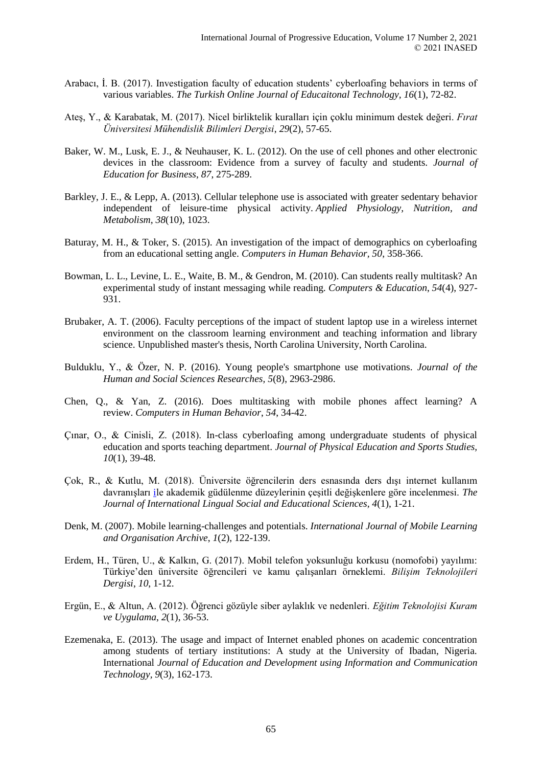Arabacı, İ. B. (2017). Investigation faculty of education students' cyberloafing behaviors in terms of various variables. *The Turkish Online Journal of Educaitonal Technology, 16*(1), 72-82.

Ateş, Y., & Karabatak, M. (2017). Nicel birliktelik kuralları için çoklu minimum destek değeri. *Fırat Üniversitesi Mühendislik Bilimleri Dergisi*, *29*(2), 57-65.

Baker, W. M., Lusk, E. J., & Neuhauser, K. L. (2012). On the use of cell phones and other electronic devices in the classroom: Evidence from a survey of faculty and students. *Journal of Education for Business*, *87*, 275-289.

Barkley, J. E., & Lepp, A. (2013). Cellular telephone use is associated with greater sedentary behavior independent of leisure-time physical activity. *Applied Physiology, Nutrition, and Metabolism*, *38*(10), 1023.

Baturay, M. H., & Toker, S. (2015). An investigation of the impact of demographics on cyberloafing from an educational setting angle. *Computers in Human Behavior*, *50*, 358-366.

Bowman, L. L., Levine, L. E., Waite, B. M., & Gendron, M. (2010). Can students really multitask? An experimental study of instant messaging while reading. *Computers & Education*, *54*(4), 927-931.

Brubaker, A. T. (2006). Faculty perceptions of the impact of student laptop use in a wireless internet environment on the classroom learning environment and teaching information and library science. Unpublished master's thesis, North Carolina University, North Carolina.

Bulduklu, Y., & Özer, N. P. (2016). Young people's smartphone use motivations. *Journal of the Human and Social Sciences Researches, 5*(8), 2963-2986.

Chen, Q., & Yan, Z. (2016). Does multitasking with mobile phones affect learning? A review. *Computers in Human Behavior*, *54*, 34-42.

Çınar, O., & Cinisli, Z. (2018). In-class cyberloafing among undergraduate students of physical education and sports teaching department. *Journal of Physical Education and Sports Studies, 10*(1), 39-48.

Çok, R., & Kutlu, M. (2018). Üniversite öğrencilerin ders esnasında ders dışı internet kullanım davranışları ile akademik güdülenme düzeylerinin çeşitli değişkenlere göre incelenmesi. *The Journal of International Lingual Social and Educational Sciences, 4*(1), 1-21.

Denk, M. (2007). Mobile learning-challenges and potentials. *International Journal of Mobile Learning and Organisation Archive*, *1*(2), 122-139.

Erdem, H., Türen, U., & Kalkın, G. (2017). Mobil telefon yoksunluğu korkusu (nomofobi) yayılımı: Türkiye'den üniversite öğrencileri ve kamu çalışanları örneklemi. *Bilişim Teknolojileri Dergisi*, *10*, 1-12.

Ergün, E., & Altun, A. (2012). Öğrenci gözüyle siber aylaklık ve nedenleri. *Eğitim Teknolojisi Kuram ve Uygulama*, *2*(1), 36-53.

Ezemenaka, E. (2013). The usage and impact of Internet enabled phones on academic concentration among students of tertiary institutions: A study at the University of Ibadan, Nigeria. International *Journal of Education and Development using Information and Communication Technology, 9*(3), 162-173.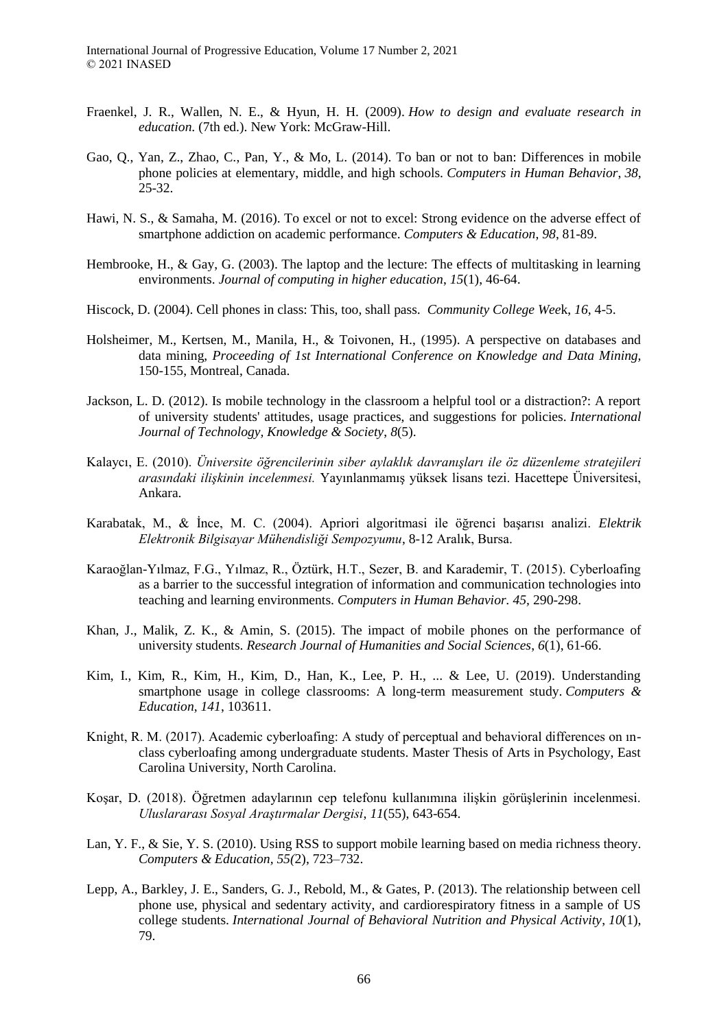Fraenkel, J. R., Wallen, N. E., & Hyun, H. H. (2009). *How to design and evaluate research in education.* (7th ed.). New York: McGraw-Hill.

Gao, Q., Yan, Z., Zhao, C., Pan, Y., & Mo, L. (2014). To ban or not to ban: Differences in mobile phone policies at elementary, middle, and high schools. *Computers in Human Behavior*, *38*, 25-32.

Hawi, N. S., & Samaha, M. (2016). To excel or not to excel: Strong evidence on the adverse effect of smartphone addiction on academic performance. *Computers & Education*, *98*, 81-89.

Hembrooke, H., & Gay, G. (2003). The laptop and the lecture: The effects of multitasking in learning environments. *Journal of computing in higher education*, *15*(1), 46-64.

Hiscock, D. (2004). Cell phones in class: This, too, shall pass. *Community College Week*, *16*, 4-5.

Holsheimer, M., Kertsen, M., Manila, H., & Toivonen, H., (1995). A perspective on databases and data mining, *Proceeding of 1st International Conference on Knowledge and Data Mining,* 150-155, Montreal, Canada.

Jackson, L. D. (2012). Is mobile technology in the classroom a helpful tool or a distraction?: A report of university students' attitudes, usage practices, and suggestions for policies. *International Journal of Technology, Knowledge & Society*, *8*(5).

Kalaycı, E. (2010). *Üniversite öğrencilerinin siber aylaklık davranışları ile öz düzenleme stratejileri arasındaki ilişkinin incelenmesi.* Yayınlanmamış yüksek lisans tezi. Hacettepe Üniversitesi, Ankara.

Karabatak, M., & İnce, M. C. (2004). Apriori algoritmasi ile öğrenci başarısı analizi. *Elektrik Elektronik Bilgisayar Mühendisliği Sempozyumu*, 8-12 Aralık, Bursa.

Karaoğlan-Yılmaz, F.G., Yılmaz, R., Öztürk, H.T., Sezer, B. and Karademir, T. (2015). Cyberloafing as a barrier to the successful integration of information and communication technologies into teaching and learning environments. *Computers in Human Behavior. 45,* 290-298.

Khan, J., Malik, Z. K., & Amin, S. (2015). The impact of mobile phones on the performance of university students. *Research Journal of Humanities and Social Sciences*, *6*(1), 61-66.

Kim, I., Kim, R., Kim, H., Kim, D., Han, K., Lee, P. H., ... & Lee, U. (2019). Understanding smartphone usage in college classrooms: A long-term measurement study. *Computers & Education*, *141*, 103611.

Knight, R. M. (2017). Academic cyberloafing: A study of perceptual and behavioral differences on ın-class cyberloafing among undergraduate students. Master Thesis of Arts in Psychology, East Carolina University, North Carolina.

Koşar, D. (2018). Öğretmen adaylarının cep telefonu kullanımına ilişkin görüşlerinin incelenmesi. *Uluslararası Sosyal Araştırmalar Dergisi*, *11*(55), 643-654.

Lan, Y. F., & Sie, Y. S. (2010). Using RSS to support mobile learning based on media richness theory. *Computers & Education*, *55(*2), 723–732.

Lepp, A., Barkley, J. E., Sanders, G. J., Rebold, M., & Gates, P. (2013). The relationship between cell phone use, physical and sedentary activity, and cardiorespiratory fitness in a sample of US college students. *International Journal of Behavioral Nutrition and Physical Activity*, *10*(1), 79.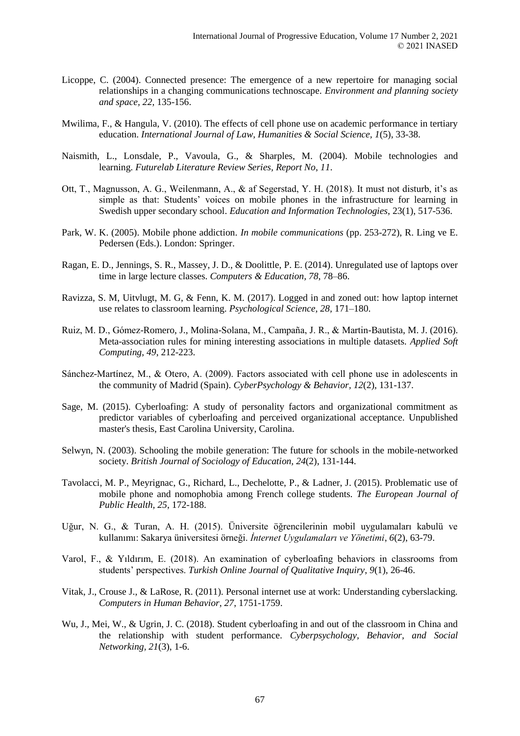Licoppe, C. (2004). Connected presence: The emergence of a new repertoire for managing social relationships in a changing communications technoscape. *Environment and planning society and space, 22*, 135-156.

Mwilima, F., & Hangula, V. (2010). The effects of cell phone use on academic performance in tertiary education. *International Journal of Law, Humanities & Social Science, 1*(5), 33-38.

Naismith, L., Lonsdale, P., Vavoula, G., & Sharples, M. (2004). Mobile technologies and learning. *Futurelab Literature Review Series, Report No, 11*.

Ott, T., Magnusson, A. G., Weilenmann, A., & af Segerstad, Y. H. (2018). It must not disturb, it's as simple as that: Students' voices on mobile phones in the infrastructure for learning in Swedish upper secondary school. *Education and Information Technologies*, 23(1), 517-536.

Park, W. K. (2005). Mobile phone addiction. *In mobile communications* (pp. 253-272), R. Ling ve E. Pedersen (Eds.). London: Springer.

Ragan, E. D., Jennings, S. R., Massey, J. D., & Doolittle, P. E. (2014). Unregulated use of laptops over time in large lecture classes. *Computers & Education, 78*, 78–86.

Ravizza, S. M, Uitvlugt, M. G, & Fenn, K. M. (2017). Logged in and zoned out: how laptop internet use relates to classroom learning. *Psychological Science, 28*, 171–180.

Ruiz, M. D., Gómez-Romero, J., Molina-Solana, M., Campaña, J. R., & Martin-Bautista, M. J. (2016). Meta-association rules for mining interesting associations in multiple datasets. *Applied Soft Computing*, *49*, 212-223.

Sánchez-Martínez, M., & Otero, A. (2009). Factors associated with cell phone use in adolescents in the community of Madrid (Spain). *CyberPsychology & Behavior*, *12*(2), 131-137.

Sage, M. (2015). Cyberloafing: A study of personality factors and organizational commitment as predictor variables of cyberloafing and perceived organizational acceptance. Unpublished master's thesis, East Carolina University, Carolina.

Selwyn, N. (2003). Schooling the mobile generation: The future for schools in the mobile-networked society. *British Journal of Sociology of Education, 24*(2), 131-144.

Tavolacci, M. P., Meyrignac, G., Richard, L., Dechelotte, P., & Ladner, J. (2015). Problematic use of mobile phone and nomophobia among French college students. *The European Journal of Public Health, 25*, 172-188.

Uğur, N. G., & Turan, A. H. (2015). Üniversite öğrencilerinin mobil uygulamaları kabulü ve kullanımı: Sakarya üniversitesi örneği. *İnternet Uygulamaları ve Yönetimi*, *6*(2), 63-79.

Varol, F., & Yıldırım, E. (2018). An examination of cyberloafing behaviors in classrooms from students' perspectives. *Turkish Online Journal of Qualitative Inquiry*, *9*(1), 26-46.

Vitak, J., Crouse J., & LaRose, R. (2011). Personal internet use at work: Understanding cyberslacking. *Computers in Human Behavior*, *27*, 1751-1759.

Wu, J., Mei, W., & Ugrin, J. C. (2018). Student cyberloafing in and out of the classroom in China and the relationship with student performance. *Cyberpsychology, Behavior, and Social Networking*, *21*(3), 1-6.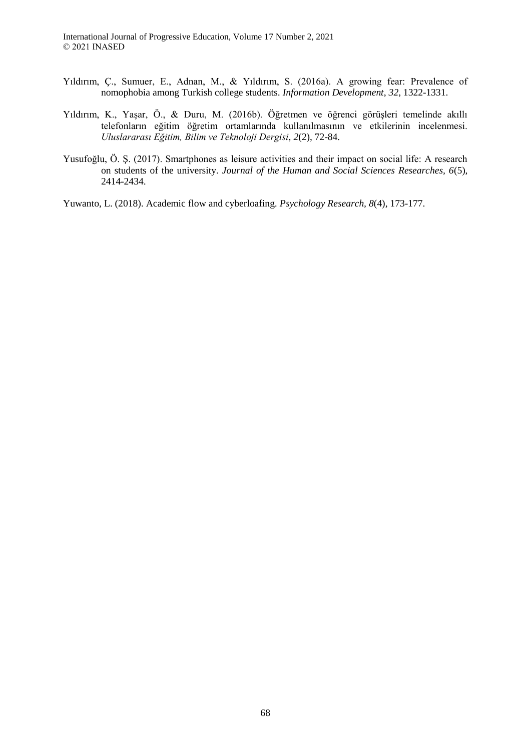Yıldırım, Ç., Sumuer, E., Adnan, M., & Yıldırım, S. (2016a). A growing fear: Prevalence of nomophobia among Turkish college students. *Information Development*, *32*, 1322-1331.

Yıldırım, K., Yaşar, Ö., & Duru, M. (2016b). Öğretmen ve öğrenci görüşleri temelinde akıllı telefonların eğitim öğretim ortamlarında kullanılmasının ve etkilerinin incelenmesi. *Uluslararası Eğitim, Bilim ve Teknoloji Dergisi*, *2*(2), 72-84.

Yusufoğlu, Ö. Ş. (2017). Smartphones as leisure activities and their impact on social life: A research on students of the university. *Journal of the Human and Social Sciences Researches, 6*(5), 2414-2434.

Yuwanto, L. (2018). Academic flow and cyberloafing. *Psychology Research, 8*(4), 173-177.